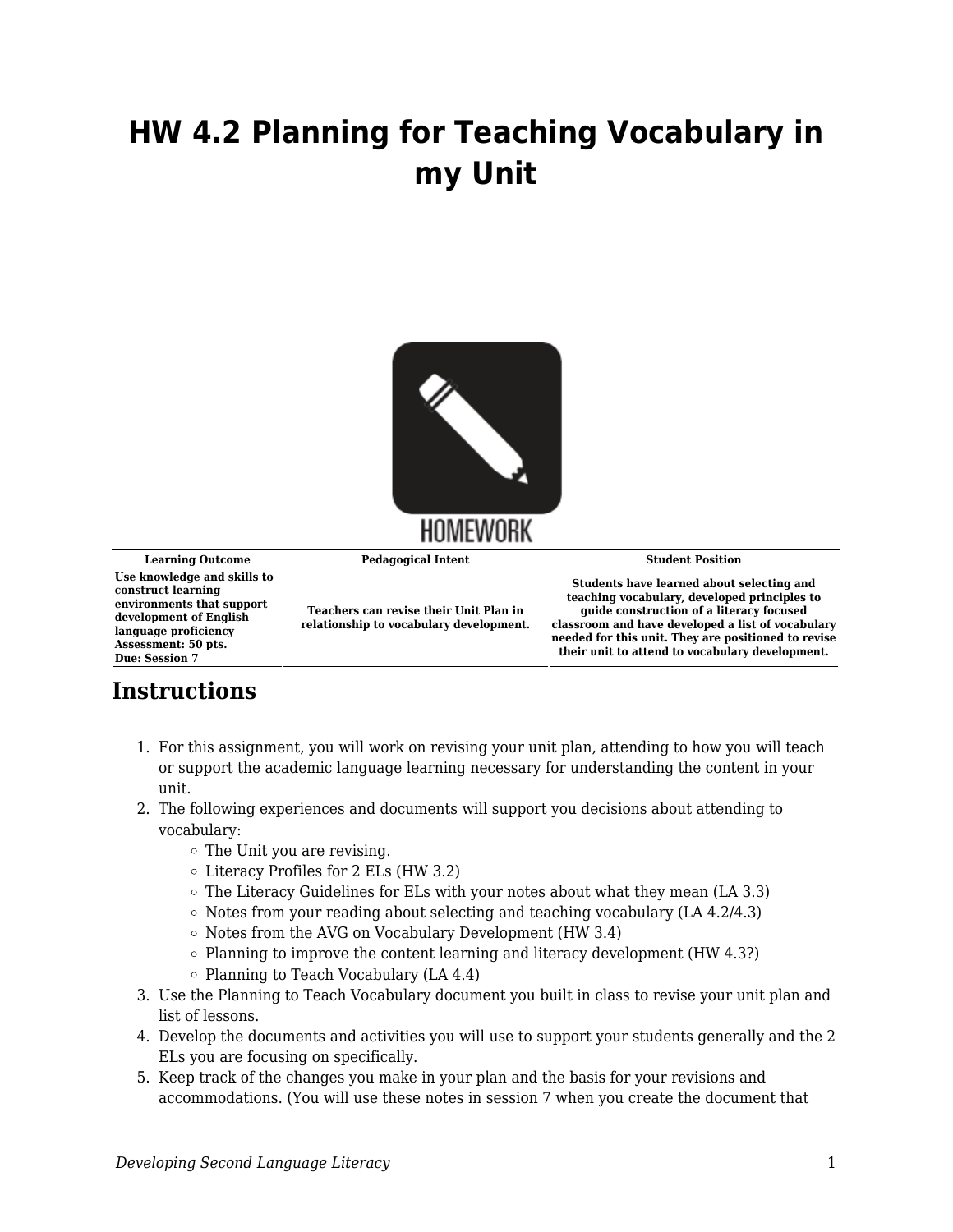# HW 4.2 Planning for Teaching Vocabulary in my Unit

| Learning Outcome | Pedagogical Intent | Student Position |
|---|---|---|
| **Use knowledge and skills to construct learning environments that support development of English language proficiency**<br>**Assessment: 50 pts.**<br>**Due: Session 7** | **Teachers can revise their Unit Plan in relationship to vocabulary development.** | **Students have learned about selecting and teaching vocabulary, developed principles to guide construction of a literacy focused classroom and have developed a list of vocabulary needed for this unit. They are positioned to revise their unit to attend to vocabulary development.** |

## Instructions

1. For this assignment, you will work on revising your unit plan, attending to how you will teach or support the academic language learning necessary for understanding the content in your unit.
2. The following experiences and documents will support you decisions about attending to vocabulary:
   - The Unit you are revising.
   - Literacy Profiles for 2 ELs (HW 3.2)
   - The Literacy Guidelines for ELs with your notes about what they mean (LA 3.3)
   - Notes from your reading about selecting and teaching vocabulary (LA 4.2/4.3)
   - Notes from the AVG on Vocabulary Development (HW 3.4)
   - Planning to improve the content learning and literacy development (HW 4.3?)
   - Planning to Teach Vocabulary (LA 4.4)
3. Use the Planning to Teach Vocabulary document you built in class to revise your unit plan and list of lessons.
4. Develop the documents and activities you will use to support your students generally and the 2 ELs you are focusing on specifically.
5. Keep track of the changes you make in your plan and the basis for your revisions and accommodations. (You will use these notes in session 7 when you create the document that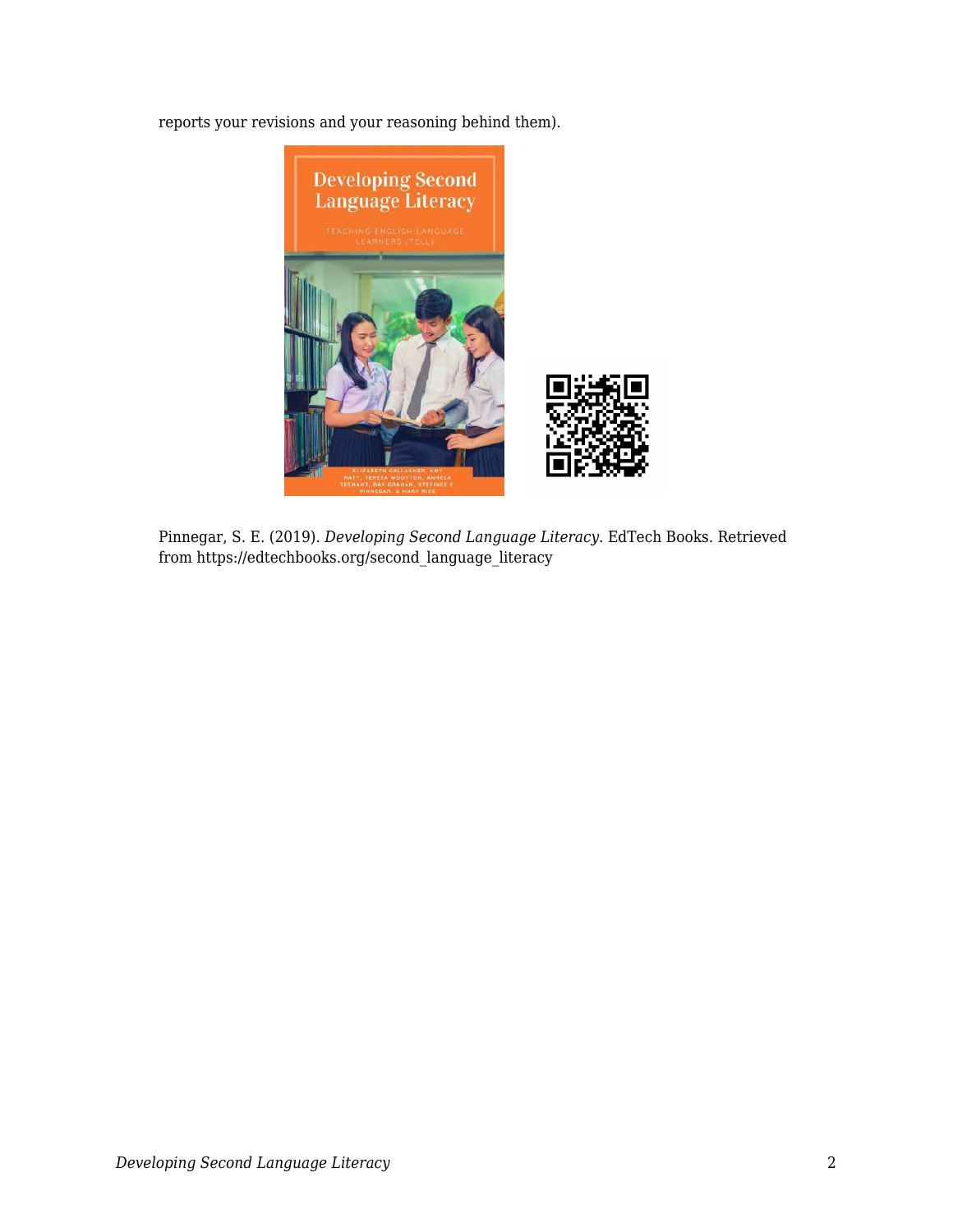reports your revisions and your reasoning behind them).

Pinnegar, S. E. (2019). *Developing Second Language Literacy*. EdTech Books. Retrieved from https://edtechbooks.org/second_language_literacy